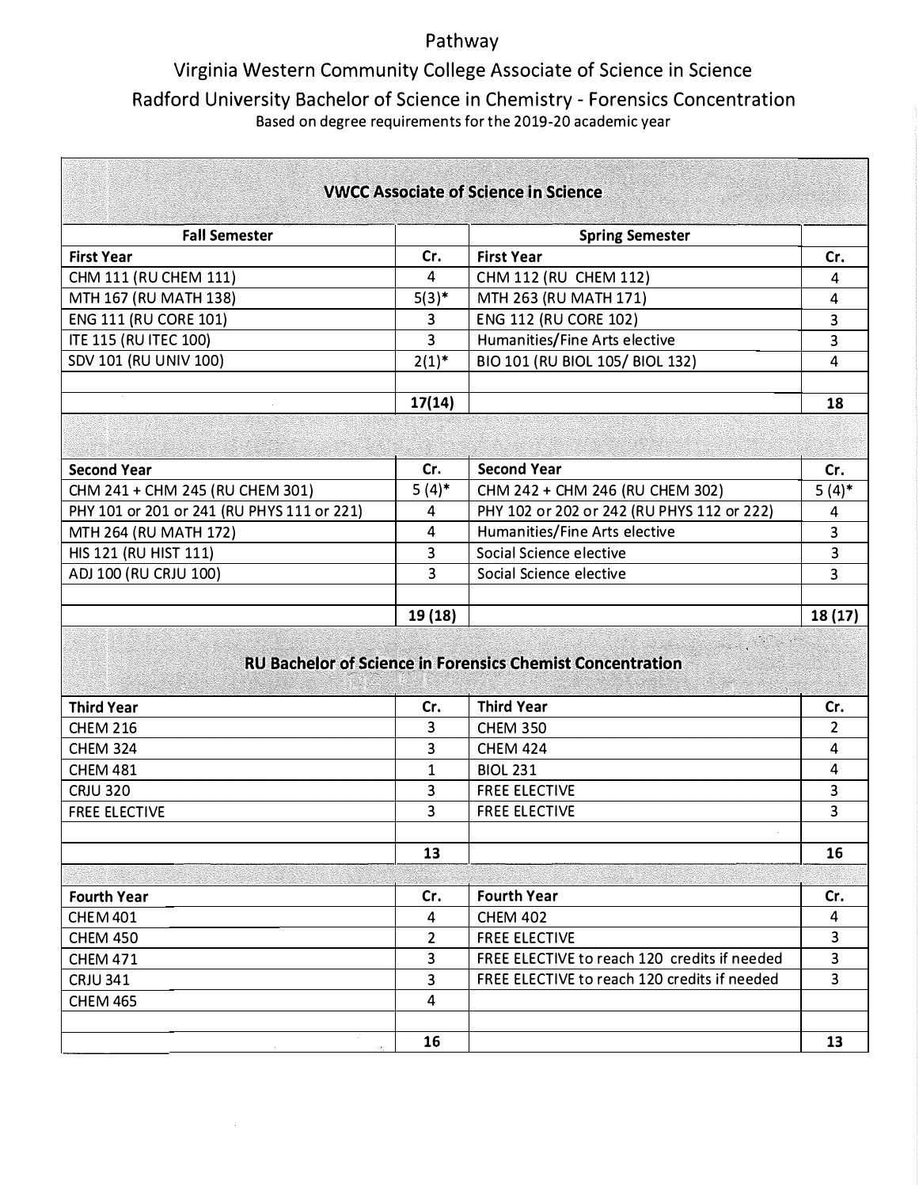# Pathway

## Virginia Western Community College Associate of Science in Science

## Radford University Bachelor of Science in Chemistry - Forensics Concentration

Based on degree requirements for the 2019-20 academic year

| VWCC Associate of Science in Science | | | |
|---|---|---|---|
| **Fall Semester** | | **Spring Semester** | |
| **First Year** | **Cr.** | **First Year** | **Cr.** |
| CHM 111 (RU CHEM 111) | 4 | CHM 112 (RU CHEM 112) | 4 |
| MTH 167 (RU MATH 138) | 5(3)* | MTH 263 (RU MATH 171) | 4 |
| ENG 111 (RU CORE 101) | 3 | ENG 112 (RU CORE 102) | 3 |
| ITE 115 (RU ITEC 100) | 3 | Humanities/Fine Arts elective | 3 |
| SDV 101 (RU UNIV 100) | 2(1)* | BIO 101 (RU BIOL 105/ BIOL 132) | 4 |
| | | | |
| | **17(14)** | | **18** |
| | | | |
| **Second Year** | **Cr.** | **Second Year** | **Cr.** |
| CHM 241 + CHM 245 (RU CHEM 301) | 5 (4)* | CHM 242 + CHM 246 (RU CHEM 302) | 5 (4)* |
| PHY 101 or 201 or 241 (RU PHYS 111 or 221) | 4 | PHY 102 or 202 or 242 (RU PHYS 112 or 222) | 4 |
| MTH 264 (RU MATH 172) | 4 | Humanities/Fine Arts elective | 3 |
| HIS 121 (RU HIST 111) | 3 | Social Science elective | 3 |
| ADJ 100 (RU CRJU 100) | 3 | Social Science elective | 3 |
| | | | |
| | **19 (18)** | | **18 (17)** |

| RU Bachelor of Science in Forensics Chemist Concentration | | | |
|---|---|---|---|
| **Third Year** | **Cr.** | **Third Year** | **Cr.** |
| CHEM 216 | 3 | CHEM 350 | 2 |
| CHEM 324 | 3 | CHEM 424 | 4 |
| CHEM 481 | 1 | BIOL 231 | 4 |
| CRJU 320 | 3 | FREE ELECTIVE | 3 |
| FREE ELECTIVE | 3 | FREE ELECTIVE | 3 |
| | | | |
| | **13** | | **16** |
| | | | |
| **Fourth Year** | **Cr.** | **Fourth Year** | **Cr.** |
| CHEM 401 | 4 | CHEM 402 | 4 |
| CHEM 450 | 2 | FREE ELECTIVE | 3 |
| CHEM 471 | 3 | FREE ELECTIVE to reach 120 credits if needed | 3 |
| CRJU 341 | 3 | FREE ELECTIVE to reach 120 credits if needed | 3 |
| CHEM 465 | 4 | | |
| | | | |
| | **16** | | **13** |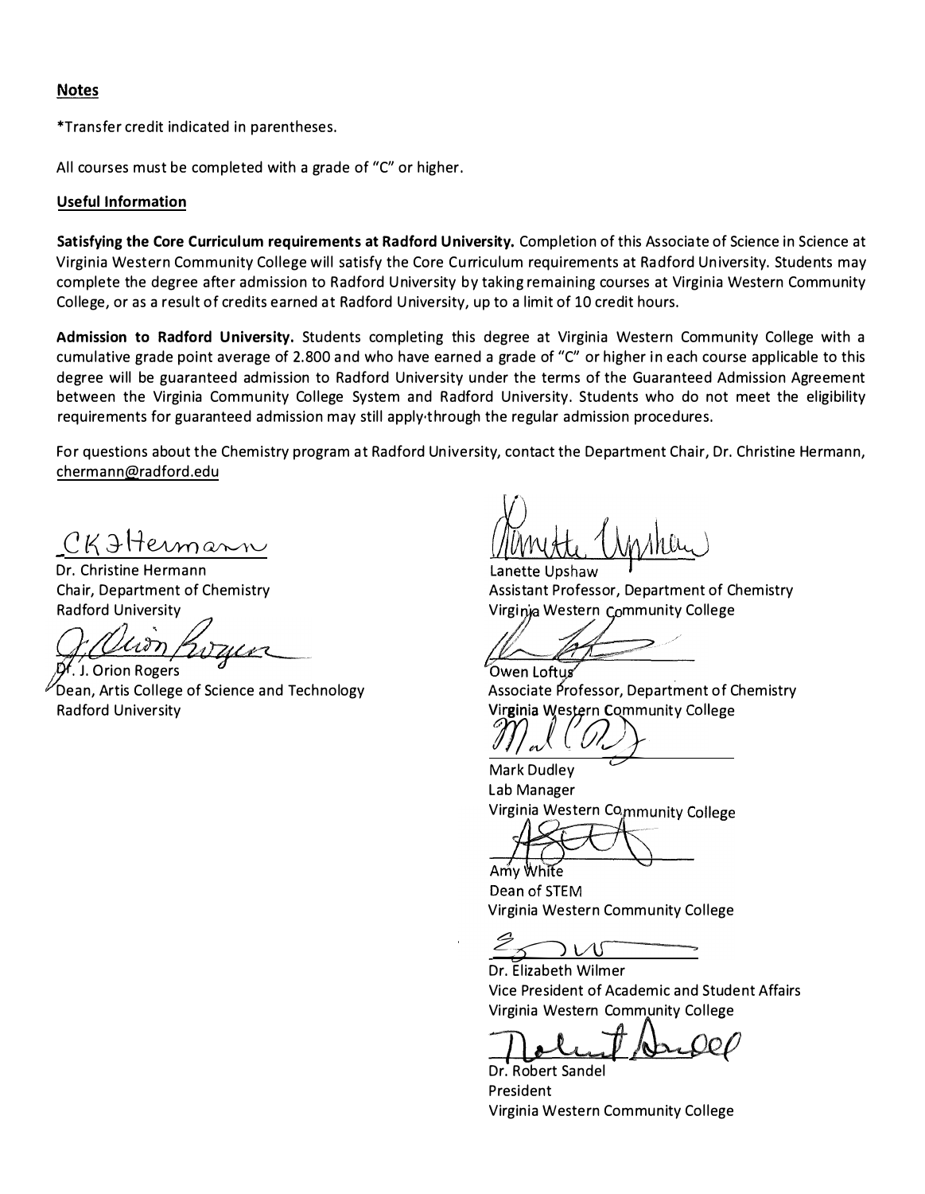**Notes**

*Transfer credit indicated in parentheses.

All courses must be completed with a grade of "C" or higher.

**Useful Information**

**Satisfying the Core Curriculum requirements at Radford University.** Completion of this Associate of Science in Science at Virginia Western Community College will satisfy the Core Curriculum requirements at Radford University. Students may complete the degree after admission to Radford University by taking remaining courses at Virginia Western Community College, or as a result of credits earned at Radford University, up to a limit of 10 credit hours.

**Admission to Radford University.** Students completing this degree at Virginia Western Community College with a cumulative grade point average of 2.800 and who have earned a grade of "C" or higher in each course applicable to this degree will be guaranteed admission to Radford University under the terms of the Guaranteed Admission Agreement between the Virginia Community College System and Radford University. Students who do not meet the eligibility requirements for guaranteed admission may still apply through the regular admission procedures.

For questions about the Chemistry program at Radford University, contact the Department Chair, Dr. Christine Hermann, chermann@radford.edu

Dr. Christine Hermann
Chair, Department of Chemistry
Radford University

Dr. J. Orion Rogers
Dean, Artis College of Science and Technology
Radford University

Lanette Upshaw
Assistant Professor, Department of Chemistry
Virginia Western Community College

Owen Loftus
Associate Professor, Department of Chemistry
Virginia Western Community College

Mark Dudley
Lab Manager
Virginia Western Community College

Amy White
Dean of STEM
Virginia Western Community College

Dr. Elizabeth Wilmer
Vice President of Academic and Student Affairs
Virginia Western Community College

Dr. Robert Sandel
President
Virginia Western Community College